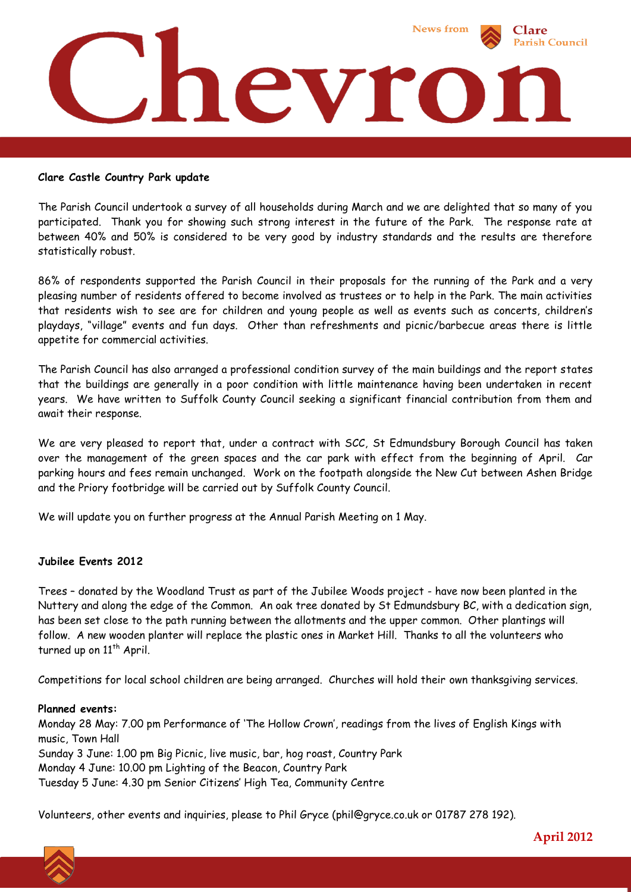# Chevron

News from Clare Parish Council

## Clare Castle Country Park update

The Parish Council undertook a survey of all households during March and we are delighted that so many of you participated. Thank you for showing such strong interest in the future of the Park. The response rate at between 40% and 50% is considered to be very good by industry standards and the results are therefore statistically robust.

86% of respondents supported the Parish Council in their proposals for the running of the Park and a very pleasing number of residents offered to become involved as trustees or to help in the Park. The main activities that residents wish to see are for children and young people as well as events such as concerts, children's playdays, "village" events and fun days. Other than refreshments and picnic/barbecue areas there is little appetite for commercial activities.

The Parish Council has also arranged a professional condition survey of the main buildings and the report states that the buildings are generally in a poor condition with little maintenance having been undertaken in recent years. We have written to Suffolk County Council seeking a significant financial contribution from them and await their response.

We are very pleased to report that, under a contract with SCC, St Edmundsbury Borough Council has taken over the management of the green spaces and the car park with effect from the beginning of April. Car parking hours and fees remain unchanged. Work on the footpath alongside the New Cut between Ashen Bridge and the Priory footbridge will be carried out by Suffolk County Council.

We will update you on further progress at the Annual Parish Meeting on 1 May.

## Jubilee Events 2012

Trees – donated by the Woodland Trust as part of the Jubilee Woods project - have now been planted in the Nuttery and along the edge of the Common. An oak tree donated by St Edmundsbury BC, with a dedication sign, has been set close to the path running between the allotments and the upper common. Other plantings will follow. A new wooden planter will replace the plastic ones in Market Hill. Thanks to all the volunteers who turned up on 11th April.

Competitions for local school children are being arranged. Churches will hold their own thanksgiving services.

**Planned events:**

Monday 28 May: 7.00 pm Performance of 'The Hollow Crown', readings from the lives of English Kings with music, Town Hall
Sunday 3 June: 1.00 pm Big Picnic, live music, bar, hog roast, Country Park
Monday 4 June: 10.00 pm Lighting of the Beacon, Country Park
Tuesday 5 June: 4.30 pm Senior Citizens' High Tea, Community Centre

Volunteers, other events and inquiries, please to Phil Gryce (phil@gryce.co.uk or 01787 278 192).

April 2012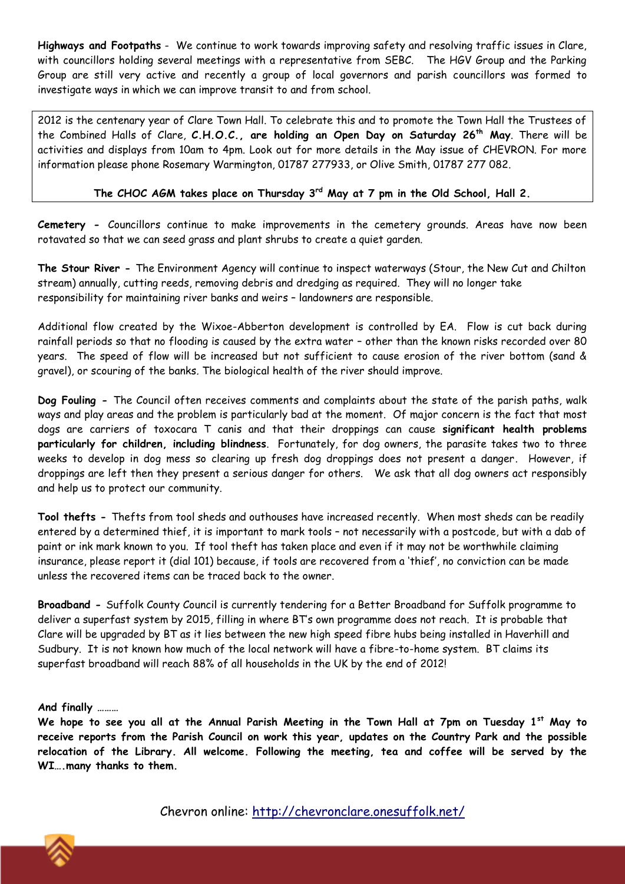**Highways and Footpaths** - We continue to work towards improving safety and resolving traffic issues in Clare, with councillors holding several meetings with a representative from SEBC. The HGV Group and the Parking Group are still very active and recently a group of local governors and parish councillors was formed to investigate ways in which we can improve transit to and from school.

2012 is the centenary year of Clare Town Hall. To celebrate this and to promote the Town Hall the Trustees of the Combined Halls of Clare, **C.H.O.C., are holding an Open Day on Saturday 26th May**. There will be activities and displays from 10am to 4pm. Look out for more details in the May issue of CHEVRON. For more information please phone Rosemary Warmington, 01787 277933, or Olive Smith, 01787 277 082.

**The CHOC AGM takes place on Thursday 3rd May at 7 pm in the Old School, Hall 2.**

**Cemetery -** Councillors continue to make improvements in the cemetery grounds. Areas have now been rotavated so that we can seed grass and plant shrubs to create a quiet garden.

**The Stour River -** The Environment Agency will continue to inspect waterways (Stour, the New Cut and Chilton stream) annually, cutting reeds, removing debris and dredging as required. They will no longer take responsibility for maintaining river banks and weirs – landowners are responsible.

Additional flow created by the Wixoe-Abberton development is controlled by EA. Flow is cut back during rainfall periods so that no flooding is caused by the extra water – other than the known risks recorded over 80 years. The speed of flow will be increased but not sufficient to cause erosion of the river bottom (sand & gravel), or scouring of the banks. The biological health of the river should improve.

**Dog Fouling -** The Council often receives comments and complaints about the state of the parish paths, walk ways and play areas and the problem is particularly bad at the moment. Of major concern is the fact that most dogs are carriers of toxocara T canis and that their droppings can cause **significant health problems particularly for children, including blindness**. Fortunately, for dog owners, the parasite takes two to three weeks to develop in dog mess so clearing up fresh dog droppings does not present a danger. However, if droppings are left then they present a serious danger for others. We ask that all dog owners act responsibly and help us to protect our community.

**Tool thefts -** Thefts from tool sheds and outhouses have increased recently. When most sheds can be readily entered by a determined thief, it is important to mark tools – not necessarily with a postcode, but with a dab of paint or ink mark known to you. If tool theft has taken place and even if it may not be worthwhile claiming insurance, please report it (dial 101) because, if tools are recovered from a 'thief', no conviction can be made unless the recovered items can be traced back to the owner.

**Broadband -** Suffolk County Council is currently tendering for a Better Broadband for Suffolk programme to deliver a superfast system by 2015, filling in where BT's own programme does not reach. It is probable that Clare will be upgraded by BT as it lies between the new high speed fibre hubs being installed in Haverhill and Sudbury. It is not known how much of the local network will have a fibre-to-home system. BT claims its superfast broadband will reach 88% of all households in the UK by the end of 2012!

**And finally ………**

**We hope to see you all at the Annual Parish Meeting in the Town Hall at 7pm on Tuesday 1st May to receive reports from the Parish Council on work this year, updates on the Country Park and the possible relocation of the Library. All welcome. Following the meeting, tea and coffee will be served by the WI….many thanks to them.**

Chevron online: http://chevronclare.onesuffolk.net/